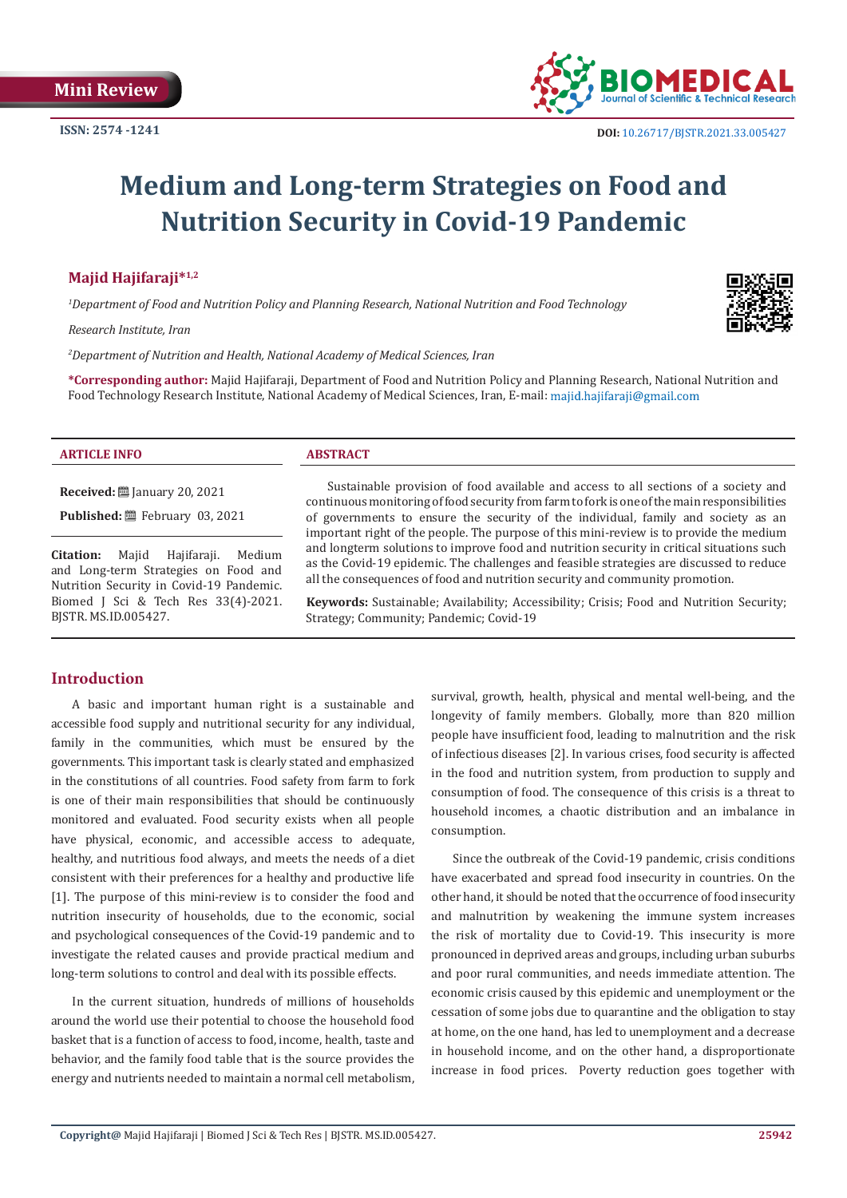Mini Review

ISSN: 2574 -1241

DOI: 10.26717/BJSTR.2021.33.005427

# Medium and Long-term Strategies on Food and Nutrition Security in Covid-19 Pandemic

**Majid Hajifaraji*[1,2]**

*[1]Department of Food and Nutrition Policy and Planning Research, National Nutrition and Food Technology Research Institute, Iran*

*[2]Department of Nutrition and Health, National Academy of Medical Sciences, Iran*

***Corresponding author:** Majid Hajifaraji, Department of Food and Nutrition Policy and Planning Research, National Nutrition and Food Technology Research Institute, National Academy of Medical Sciences, Iran, E-mail: majid.hajifaraji@gmail.com

**ARTICLE INFO**

**Received:** January 20, 2021

**Published:** February 03, 2021

**Citation:** Majid Hajifaraji. Medium and Long-term Strategies on Food and Nutrition Security in Covid-19 Pandemic. Biomed J Sci & Tech Res 33(4)-2021. BJSTR. MS.ID.005427.

**ABSTRACT**

Sustainable provision of food available and access to all sections of a society and continuous monitoring of food security from farm to fork is one of the main responsibilities of governments to ensure the security of the individual, family and society as an important right of the people. The purpose of this mini-review is to provide the medium and longterm solutions to improve food and nutrition security in critical situations such as the Covid-19 epidemic. The challenges and feasible strategies are discussed to reduce all the consequences of food and nutrition security and community promotion.

**Keywords:** Sustainable; Availability; Accessibility; Crisis; Food and Nutrition Security; Strategy; Community; Pandemic; Covid-19

## Introduction

A basic and important human right is a sustainable and accessible food supply and nutritional security for any individual, family in the communities, which must be ensured by the governments. This important task is clearly stated and emphasized in the constitutions of all countries. Food safety from farm to fork is one of their main responsibilities that should be continuously monitored and evaluated. Food security exists when all people have physical, economic, and accessible access to adequate, healthy, and nutritious food always, and meets the needs of a diet consistent with their preferences for a healthy and productive life [1]. The purpose of this mini-review is to consider the food and nutrition insecurity of households, due to the economic, social and psychological consequences of the Covid-19 pandemic and to investigate the related causes and provide practical medium and long-term solutions to control and deal with its possible effects.

In the current situation, hundreds of millions of households around the world use their potential to choose the household food basket that is a function of access to food, income, health, taste and behavior, and the family food table that is the source provides the energy and nutrients needed to maintain a normal cell metabolism, survival, growth, health, physical and mental well-being, and the longevity of family members. Globally, more than 820 million people have insufficient food, leading to malnutrition and the risk of infectious diseases [2]. In various crises, food security is affected in the food and nutrition system, from production to supply and consumption of food. The consequence of this crisis is a threat to household incomes, a chaotic distribution and an imbalance in consumption.

Since the outbreak of the Covid-19 pandemic, crisis conditions have exacerbated and spread food insecurity in countries. On the other hand, it should be noted that the occurrence of food insecurity and malnutrition by weakening the immune system increases the risk of mortality due to Covid-19. This insecurity is more pronounced in deprived areas and groups, including urban suburbs and poor rural communities, and needs immediate attention. The economic crisis caused by this epidemic and unemployment or the cessation of some jobs due to quarantine and the obligation to stay at home, on the one hand, has led to unemployment and a decrease in household income, and on the other hand, a disproportionate increase in food prices. Poverty reduction goes together with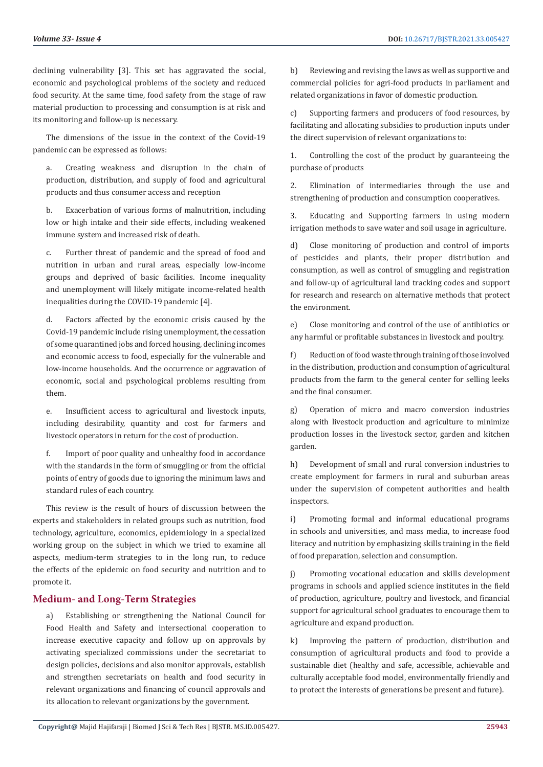declining vulnerability [3]. This set has aggravated the social, economic and psychological problems of the society and reduced food security. At the same time, food safety from the stage of raw material production to processing and consumption is at risk and its monitoring and follow-up is necessary.

The dimensions of the issue in the context of the Covid-19 pandemic can be expressed as follows:

a. Creating weakness and disruption in the chain of production, distribution, and supply of food and agricultural products and thus consumer access and reception

b. Exacerbation of various forms of malnutrition, including low or high intake and their side effects, including weakened immune system and increased risk of death.

c. Further threat of pandemic and the spread of food and nutrition in urban and rural areas, especially low-income groups and deprived of basic facilities. Income inequality and unemployment will likely mitigate income-related health inequalities during the COVID-19 pandemic [4].

d. Factors affected by the economic crisis caused by the Covid-19 pandemic include rising unemployment, the cessation of some quarantined jobs and forced housing, declining incomes and economic access to food, especially for the vulnerable and low-income households. And the occurrence or aggravation of economic, social and psychological problems resulting from them.

e. Insufficient access to agricultural and livestock inputs, including desirability, quantity and cost for farmers and livestock operators in return for the cost of production.

f. Import of poor quality and unhealthy food in accordance with the standards in the form of smuggling or from the official points of entry of goods due to ignoring the minimum laws and standard rules of each country.

This review is the result of hours of discussion between the experts and stakeholders in related groups such as nutrition, food technology, agriculture, economics, epidemiology in a specialized working group on the subject in which we tried to examine all aspects, medium-term strategies to in the long run, to reduce the effects of the epidemic on food security and nutrition and to promote it.

## Medium- and Long-Term Strategies

a) Establishing or strengthening the National Council for Food Health and Safety and intersectional cooperation to increase executive capacity and follow up on approvals by activating specialized commissions under the secretariat to design policies, decisions and also monitor approvals, establish and strengthen secretariats on health and food security in relevant organizations and financing of council approvals and its allocation to relevant organizations by the government.

b) Reviewing and revising the laws as well as supportive and commercial policies for agri-food products in parliament and related organizations in favor of domestic production.

c) Supporting farmers and producers of food resources, by facilitating and allocating subsidies to production inputs under the direct supervision of relevant organizations to:

1. Controlling the cost of the product by guaranteeing the purchase of products

2. Elimination of intermediaries through the use and strengthening of production and consumption cooperatives.

3. Educating and Supporting farmers in using modern irrigation methods to save water and soil usage in agriculture.

d) Close monitoring of production and control of imports of pesticides and plants, their proper distribution and consumption, as well as control of smuggling and registration and follow-up of agricultural land tracking codes and support for research and research on alternative methods that protect the environment.

e) Close monitoring and control of the use of antibiotics or any harmful or profitable substances in livestock and poultry.

f) Reduction of food waste through training of those involved in the distribution, production and consumption of agricultural products from the farm to the general center for selling leeks and the final consumer.

g) Operation of micro and macro conversion industries along with livestock production and agriculture to minimize production losses in the livestock sector, garden and kitchen garden.

h) Development of small and rural conversion industries to create employment for farmers in rural and suburban areas under the supervision of competent authorities and health inspectors.

i) Promoting formal and informal educational programs in schools and universities, and mass media, to increase food literacy and nutrition by emphasizing skills training in the field of food preparation, selection and consumption.

j) Promoting vocational education and skills development programs in schools and applied science institutes in the field of production, agriculture, poultry and livestock, and financial support for agricultural school graduates to encourage them to agriculture and expand production.

k) Improving the pattern of production, distribution and consumption of agricultural products and food to provide a sustainable diet (healthy and safe, accessible, achievable and culturally acceptable food model, environmentally friendly and to protect the interests of generations be present and future).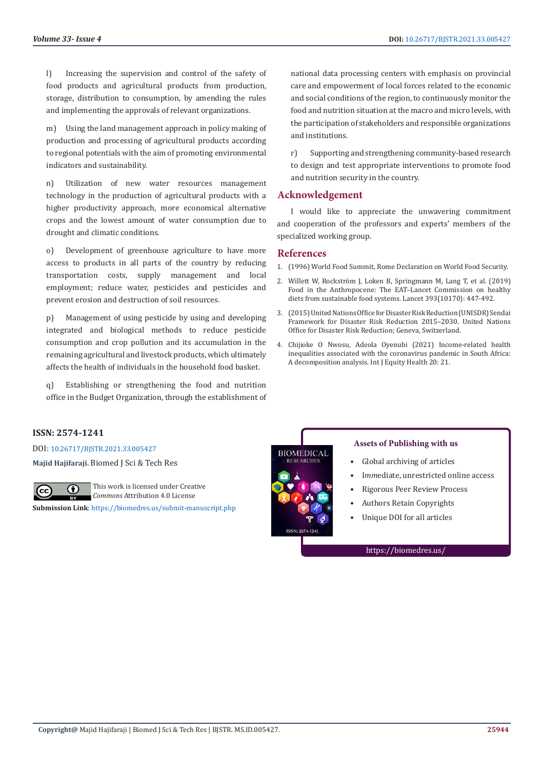l) Increasing the supervision and control of the safety of food products and agricultural products from production, storage, distribution to consumption, by amending the rules and implementing the approvals of relevant organizations.

m) Using the land management approach in policy making of production and processing of agricultural products according to regional potentials with the aim of promoting environmental indicators and sustainability.

n) Utilization of new water resources management technology in the production of agricultural products with a higher productivity approach, more economical alternative crops and the lowest amount of water consumption due to drought and climatic conditions.

o) Development of greenhouse agriculture to have more access to products in all parts of the country by reducing transportation costs, supply management and local employment; reduce water, pesticides and pesticides and prevent erosion and destruction of soil resources.

p) Management of using pesticide by using and developing integrated and biological methods to reduce pesticide consumption and crop pollution and its accumulation in the remaining agricultural and livestock products, which ultimately affects the health of individuals in the household food basket.

q) Establishing or strengthening the food and nutrition office in the Budget Organization, through the establishment of national data processing centers with emphasis on provincial care and empowerment of local forces related to the economic and social conditions of the region, to continuously monitor the food and nutrition situation at the macro and micro levels, with the participation of stakeholders and responsible organizations and institutions.

r) Supporting and strengthening community-based research to design and test appropriate interventions to promote food and nutrition security in the country.

## Acknowledgement

I would like to appreciate the unwavering commitment and cooperation of the professors and experts' members of the specialized working group.

## References

1. (1996) World Food Summit, Rome Declaration on World Food Security.
2. Willett W, Rockström J, Loken B, Springmann M, Lang T, et al. (2019) Food in the Anthropocene: The EAT–Lancet Commission on healthy diets from sustainable food systems. Lancet 393(10170): 447-492.
3. (2015) United Nations Office for Disaster Risk Reduction (UNISDR) Sendai Framework for Disaster Risk Reduction 2015–2030. United Nations Office for Disaster Risk Reduction; Geneva, Switzerland.
4. Chijioke O Nwosu, Adeola Oyenubi (2021) Income-related health inequalities associated with the coronavirus pandemic in South Africa: A decomposition analysis. Int J Equity Health 20: 21.

**ISSN: 2574-1241**

DOI: 10.26717/BJSTR.2021.33.005427

**Majid Hajifaraji.** Biomed J Sci & Tech Res

This work is licensed under Creative *Commons* Attribution 4.0 License

**Submission Link**: https://biomedres.us/submit-manuscript.php

**Assets of Publishing with us**

- Global archiving of articles
- Immediate, unrestricted online access
- Rigorous Peer Review Process
- Authors Retain Copyrights
- Unique DOI for all articles

https://biomedres.us/